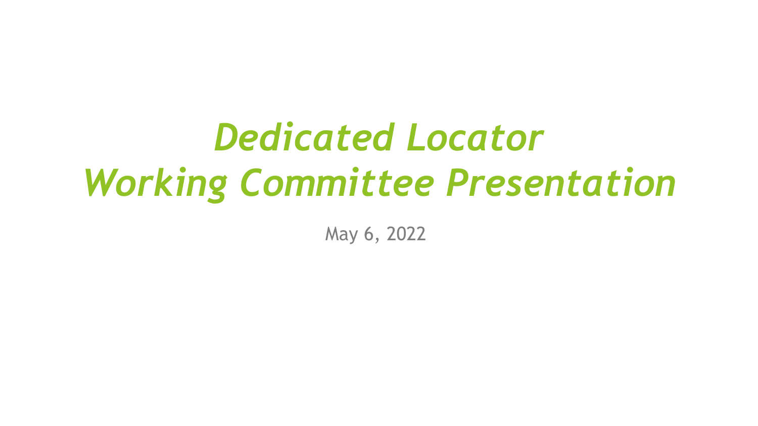# *Dedicated Locator Working Committee Presentation*

May 6, 2022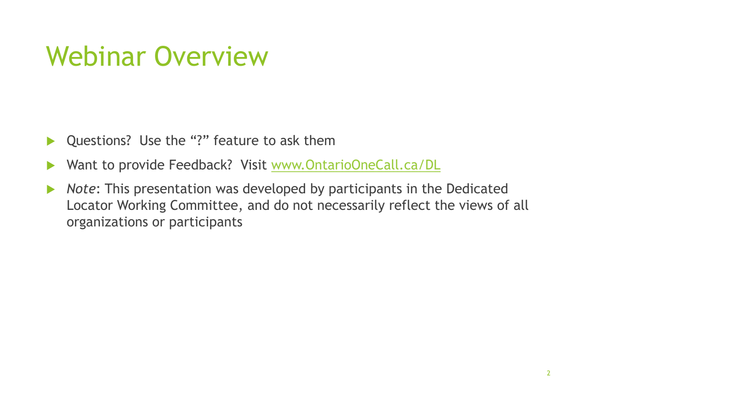# Webinar Overview

- Questions?  Use the “?” feature to ask them
- Want to provide Feedback?  Visit [www.OntarioOneCall.ca/DL](www.OntarioOneCall.ca/DL)
- *Note*: This presentation was developed by participants in the Dedicated Locator Working Committee, and do not necessarily reflect the views of all organizations or participants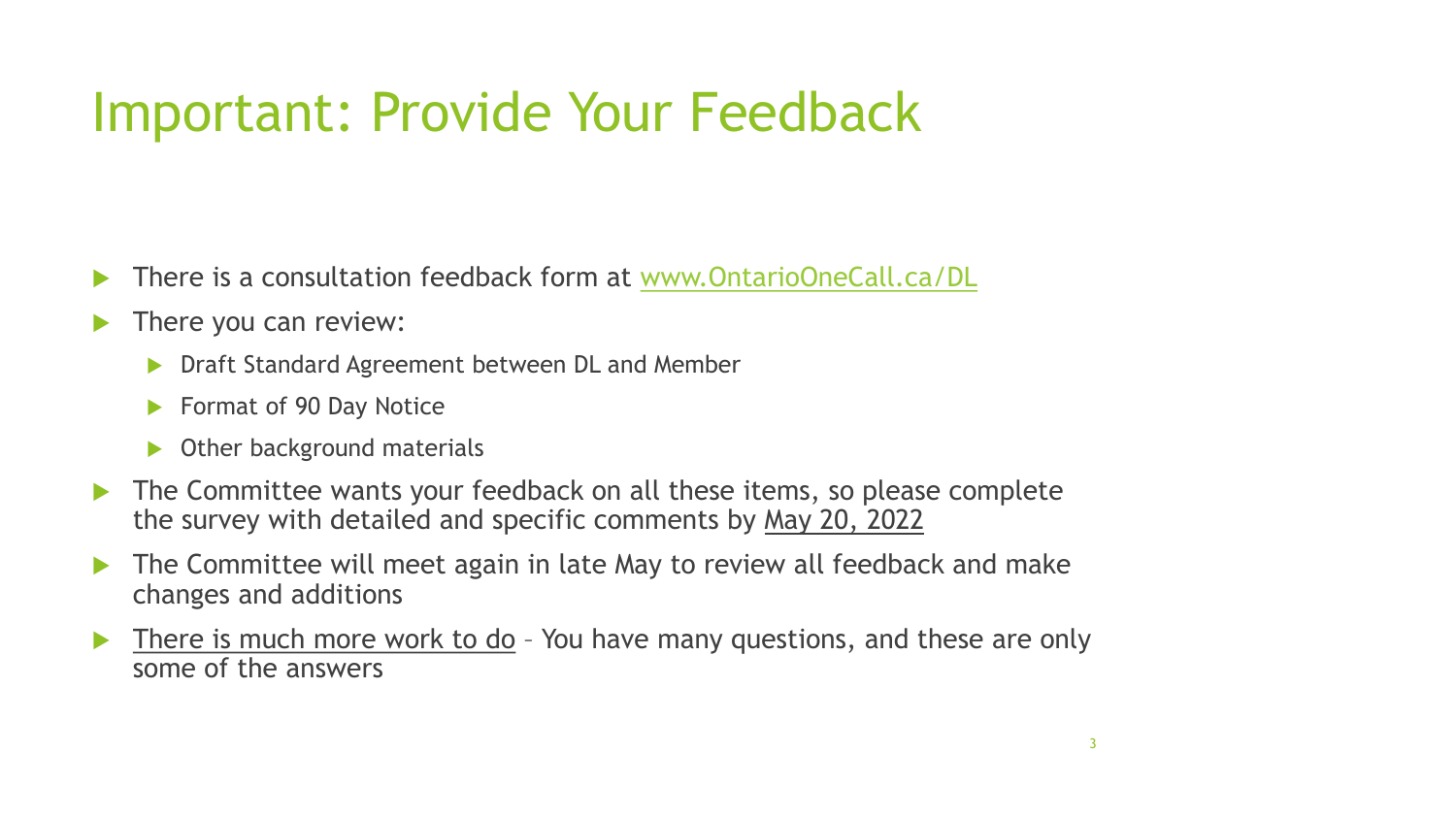# Important: Provide Your Feedback

- There is a consultation feedback form at [www.OntarioOneCall.ca/DL](www.OntarioOneCall.ca/DL)
- There you can review:
  - Draft Standard Agreement between DL and Member
  - Format of 90 Day Notice
  - Other background materials
- The Committee wants your feedback on all these items, so please complete the survey with detailed and specific comments by <u>May 20, 2022</u>
- The Committee will meet again in late May to review all feedback and make changes and additions
- <u>There is much more work to do</u> – You have many questions, and these are only some of the answers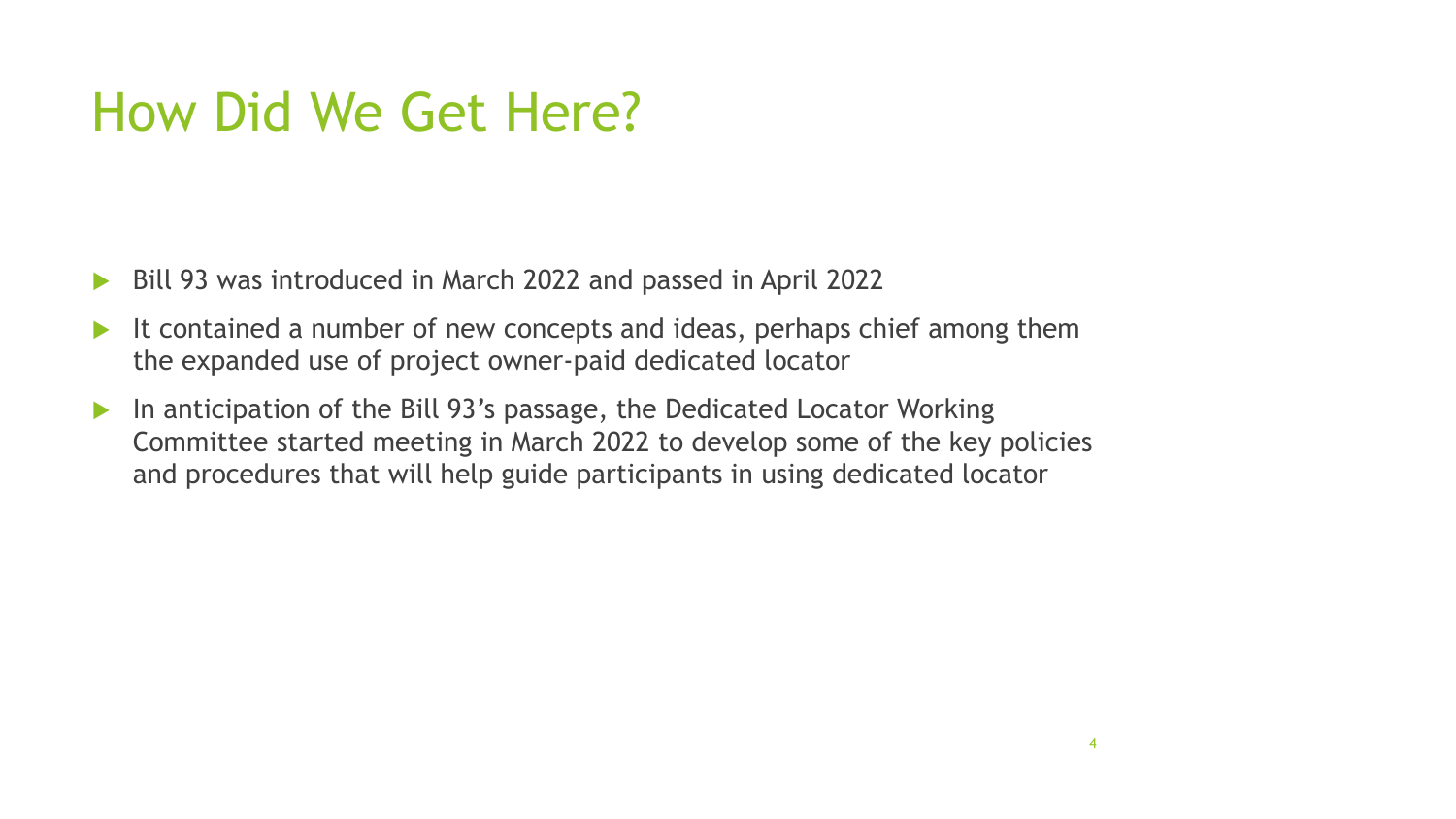# How Did We Get Here?

- Bill 93 was introduced in March 2022 and passed in April 2022
- It contained a number of new concepts and ideas, perhaps chief among them the expanded use of project owner-paid dedicated locator
- In anticipation of the Bill 93's passage, the Dedicated Locator Working Committee started meeting in March 2022 to develop some of the key policies and procedures that will help guide participants in using dedicated locator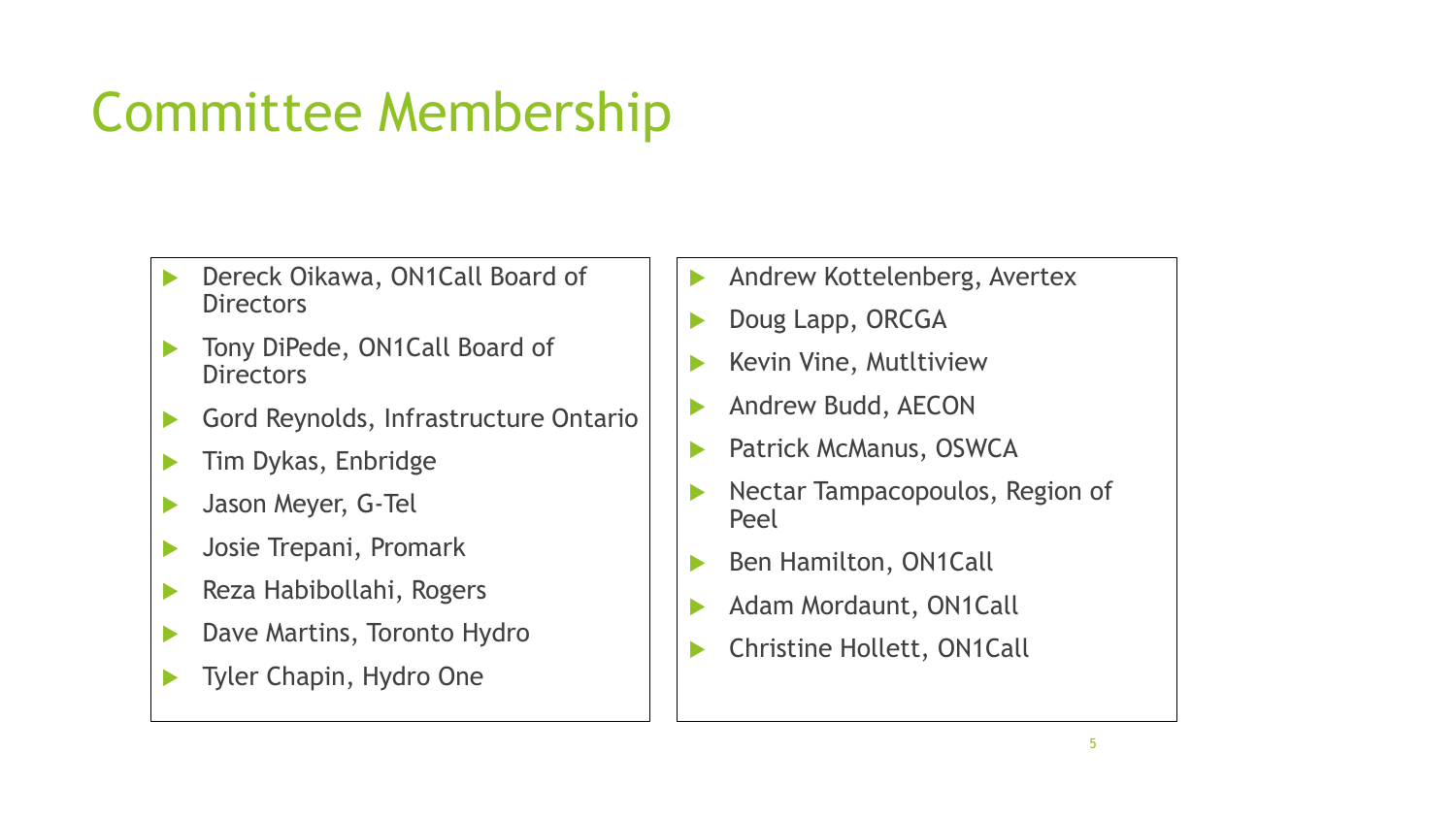# Committee Membership

- Dereck Oikawa, ON1Call Board of Directors
- Tony DiPede, ON1Call Board of Directors
- Gord Reynolds, Infrastructure Ontario
- Tim Dykas, Enbridge
- Jason Meyer, G-Tel
- Josie Trepani, Promark
- Reza Habibollahi, Rogers
- Dave Martins, Toronto Hydro
- Tyler Chapin, Hydro One
- Andrew Kottelenberg, Avertex
- Doug Lapp, ORCGA
- Kevin Vine, Mutltiview
- Andrew Budd, AECON
- Patrick McManus, OSWCA
- Nectar Tampacopoulos, Region of Peel
- Ben Hamilton, ON1Call
- Adam Mordaunt, ON1Call
- Christine Hollett, ON1Call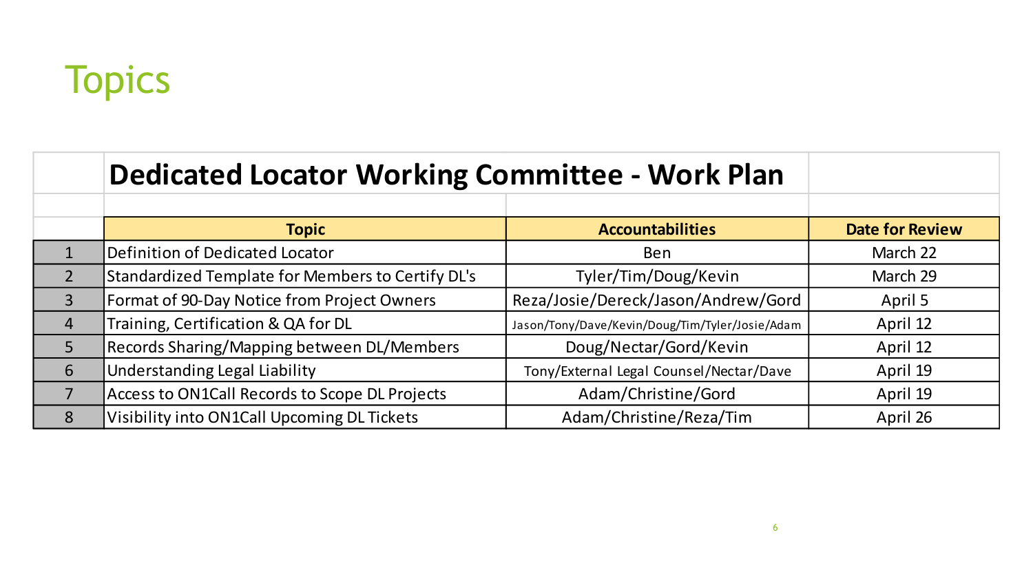# Topics

## Dedicated Locator Working Committee - Work Plan

| | Topic | Accountabilities | Date for Review |
|---|---|---|---|
| 1 | Definition of Dedicated Locator | Ben | March 22 |
| 2 | Standardized Template for Members to Certify DL's | Tyler/Tim/Doug/Kevin | March 29 |
| 3 | Format of 90-Day Notice from Project Owners | Reza/Josie/Dereck/Jason/Andrew/Gord | April 5 |
| 4 | Training, Certification & QA for DL | Jason/Tony/Dave/Kevin/Doug/Tim/Tyler/Josie/Adam | April 12 |
| 5 | Records Sharing/Mapping between DL/Members | Doug/Nectar/Gord/Kevin | April 12 |
| 6 | Understanding Legal Liability | Tony/External Legal Counsel/Nectar/Dave | April 19 |
| 7 | Access to ON1Call Records to Scope DL Projects | Adam/Christine/Gord | April 19 |
| 8 | Visibility into ON1Call Upcoming DL Tickets | Adam/Christine/Reza/Tim | April 26 |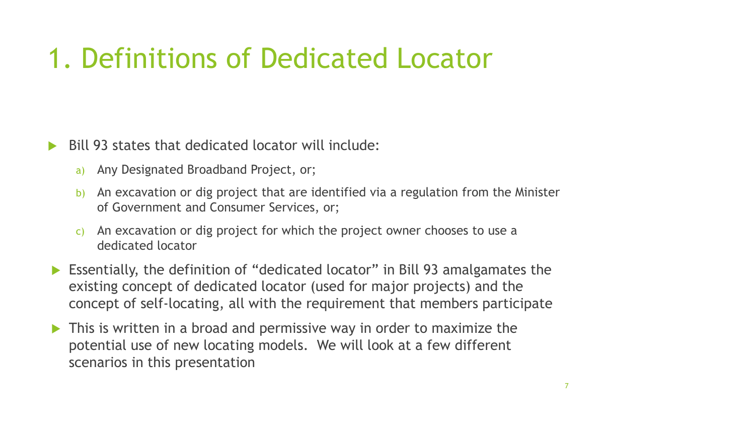# 1. Definitions of Dedicated Locator

- Bill 93 states that dedicated locator will include:
  a) Any Designated Broadband Project, or;
  b) An excavation or dig project that are identified via a regulation from the Minister of Government and Consumer Services, or;
  c) An excavation or dig project for which the project owner chooses to use a dedicated locator
- Essentially, the definition of "dedicated locator" in Bill 93 amalgamates the existing concept of dedicated locator (used for major projects) and the concept of self-locating, all with the requirement that members participate
- This is written in a broad and permissive way in order to maximize the potential use of new locating models. We will look at a few different scenarios in this presentation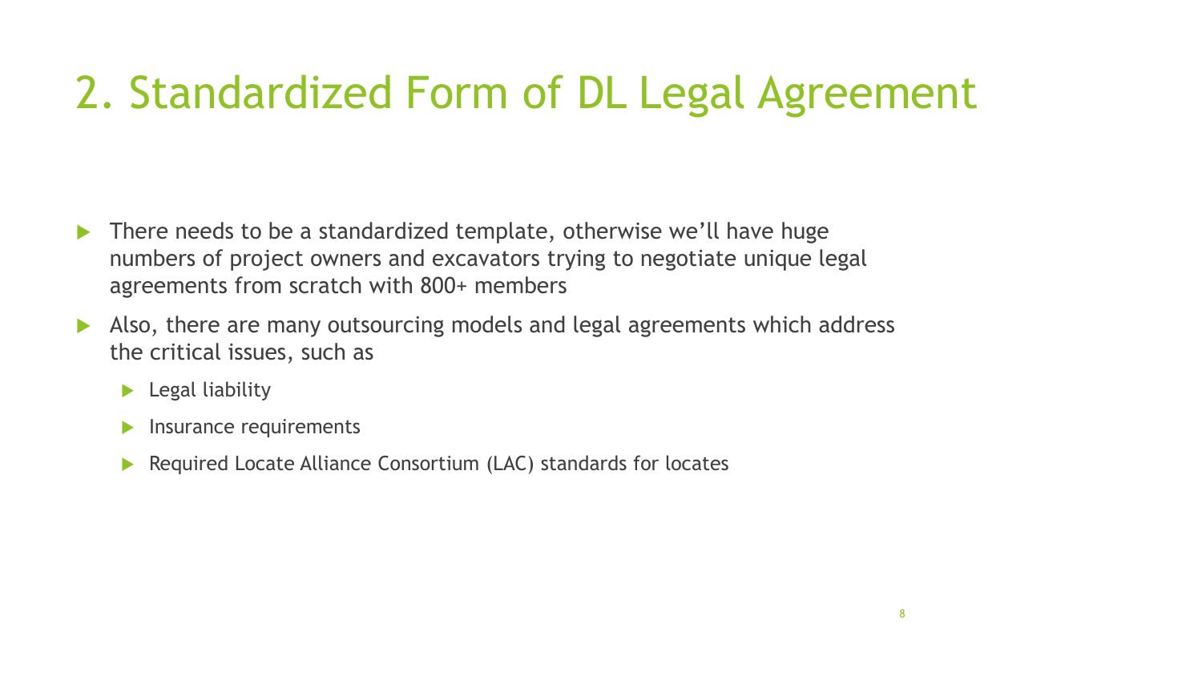# 2. Standardized Form of DL Legal Agreement

- There needs to be a standardized template, otherwise we'll have huge numbers of project owners and excavators trying to negotiate unique legal agreements from scratch with 800+ members
- Also, there are many outsourcing models and legal agreements which address the critical issues, such as
  - Legal liability
  - Insurance requirements
  - Required Locate Alliance Consortium (LAC) standards for locates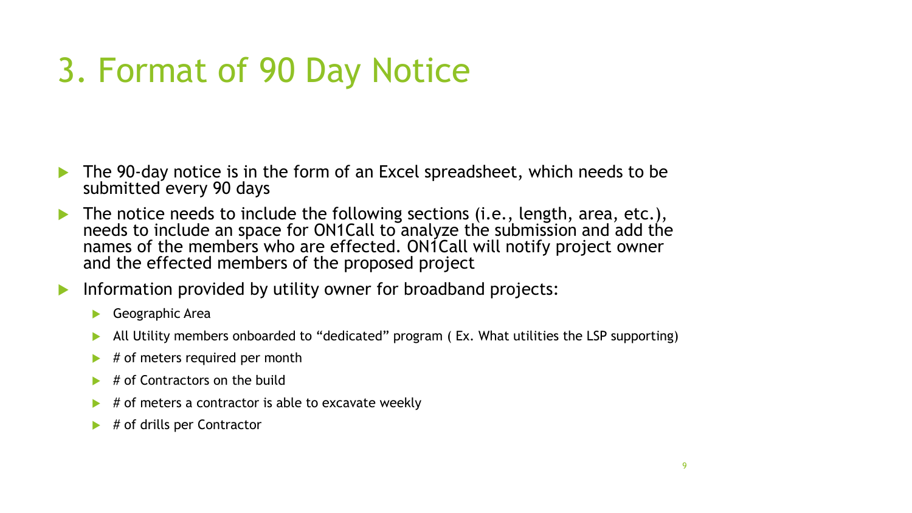# 3. Format of 90 Day Notice

- The 90-day notice is in the form of an Excel spreadsheet, which needs to be submitted every 90 days
- The notice needs to include the following sections (i.e., length, area, etc.), needs to include an space for ON1Call to analyze the submission and add the names of the members who are effected. ON1Call will notify project owner and the effected members of the proposed project
- Information provided by utility owner for broadband projects:
  - Geographic Area
  - All Utility members onboarded to "dedicated" program ( Ex. What utilities the LSP supporting)
  - # of meters required per month
  - # of Contractors on the build
  - # of meters a contractor is able to excavate weekly
  - # of drills per Contractor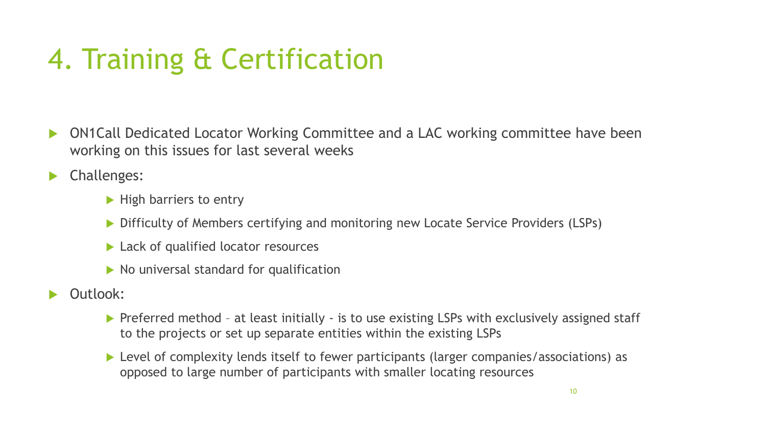# 4. Training & Certification

- ON1Call Dedicated Locator Working Committee and a LAC working committee have been working on this issues for last several weeks
- Challenges:
  - High barriers to entry
  - Difficulty of Members certifying and monitoring new Locate Service Providers (LSPs)
  - Lack of qualified locator resources
  - No universal standard for qualification
- Outlook:
  - Preferred method – at least initially - is to use existing LSPs with exclusively assigned staff to the projects or set up separate entities within the existing LSPs
  - Level of complexity lends itself to fewer participants (larger companies/associations) as opposed to large number of participants with smaller locating resources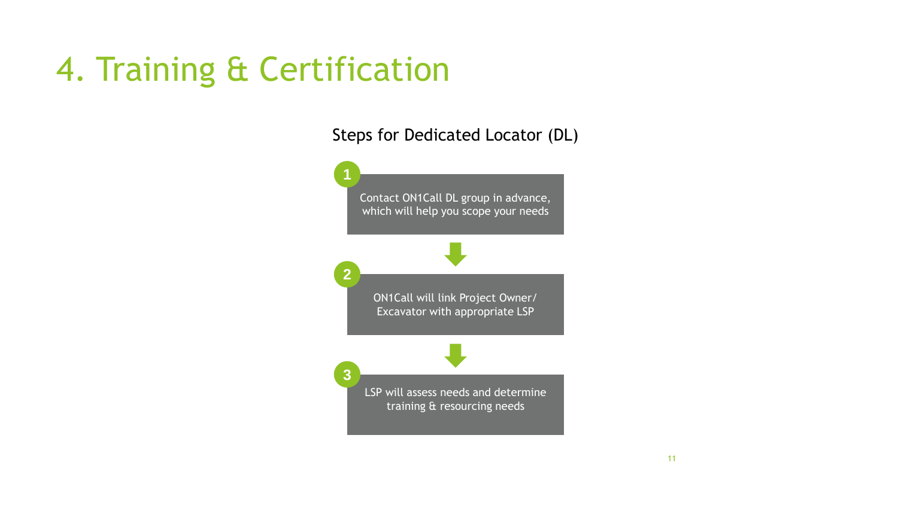# 4. Training & Certification

## Steps for Dedicated Locator (DL)

1. Contact ON1Call DL group in advance, which will help you scope your needs
2. ON1Call will link Project Owner/ Excavator with appropriate LSP
3. LSP will assess needs and determine training & resourcing needs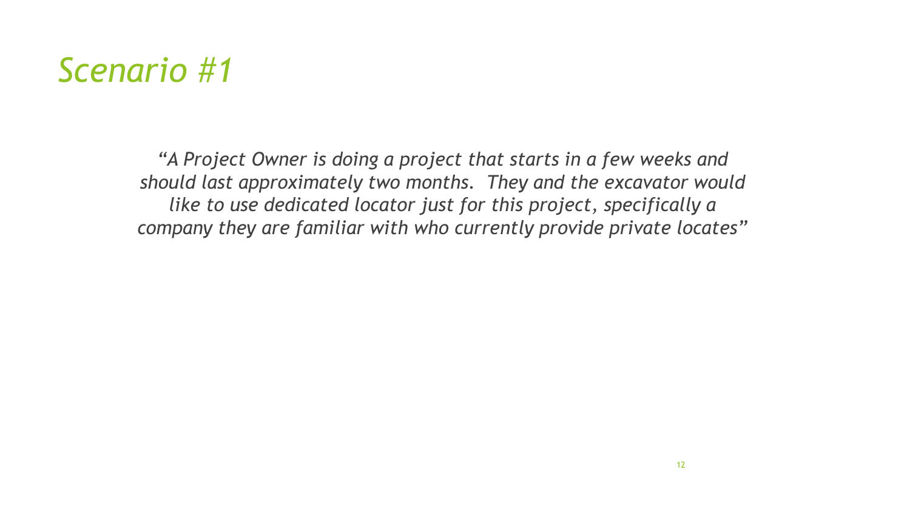# *Scenario #1*

*"A Project Owner is doing a project that starts in a few weeks and should last approximately two months. They and the excavator would like to use dedicated locator just for this project, specifically a company they are familiar with who currently provide private locates"*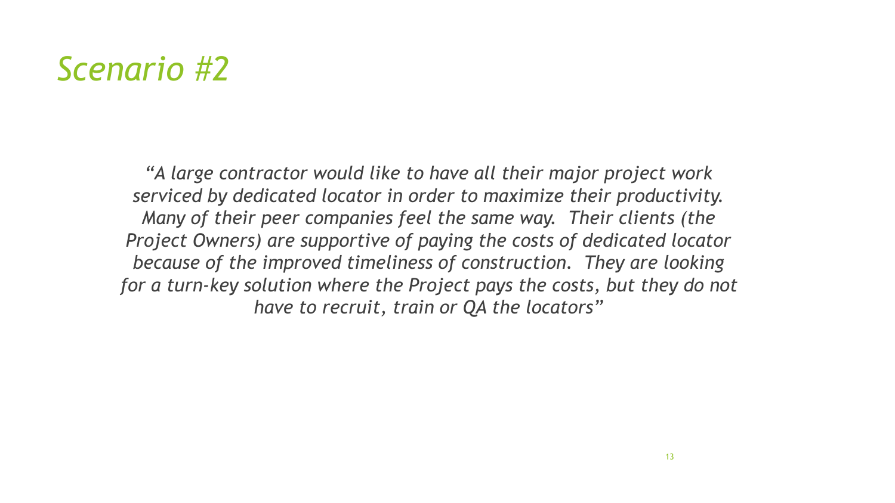# *Scenario #2*

*"A large contractor would like to have all their major project work serviced by dedicated locator in order to maximize their productivity. Many of their peer companies feel the same way. Their clients (the Project Owners) are supportive of paying the costs of dedicated locator because of the improved timeliness of construction. They are looking for a turn-key solution where the Project pays the costs, but they do not have to recruit, train or QA the locators"*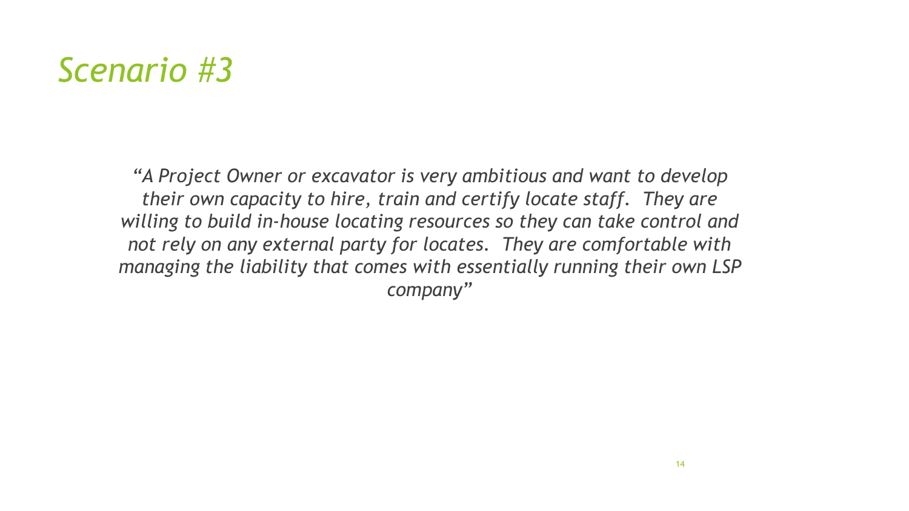# *Scenario #3*

*"A Project Owner or excavator is very ambitious and want to develop their own capacity to hire, train and certify locate staff. They are willing to build in-house locating resources so they can take control and not rely on any external party for locates. They are comfortable with managing the liability that comes with essentially running their own LSP company"*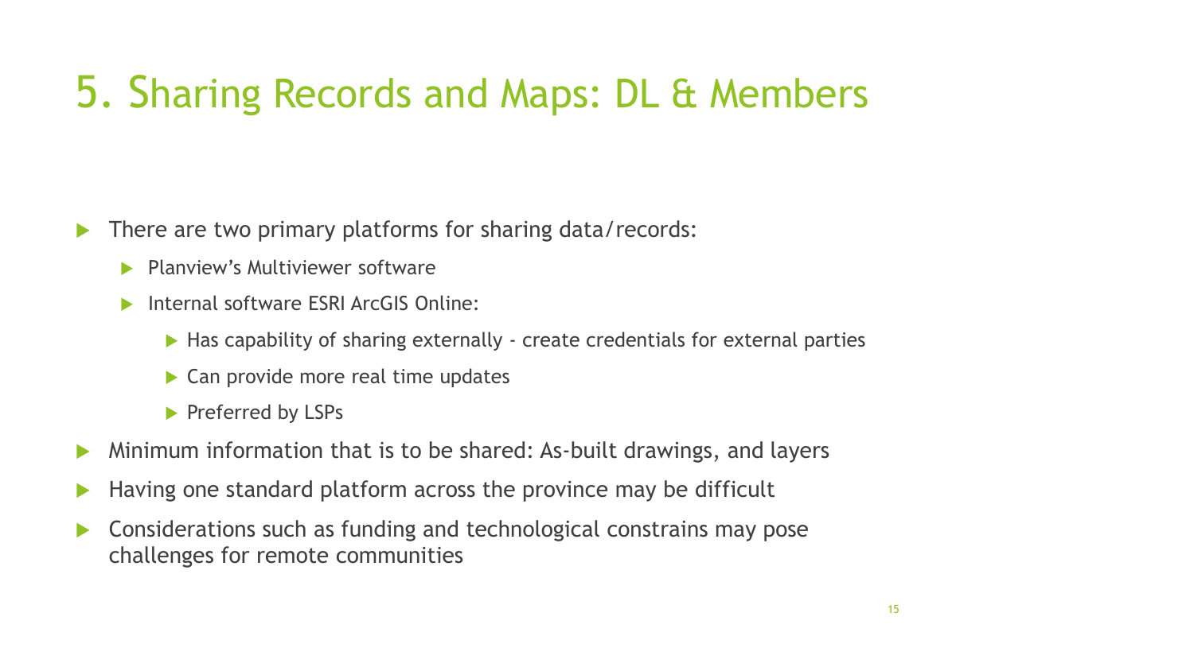# 5. Sharing Records and Maps: DL & Members

- There are two primary platforms for sharing data/records:
  - Planview's Multiviewer software
  - Internal software ESRI ArcGIS Online:
    - Has capability of sharing externally - create credentials for external parties
    - Can provide more real time updates
    - Preferred by LSPs
- Minimum information that is to be shared: As-built drawings, and layers
- Having one standard platform across the province may be difficult
- Considerations such as funding and technological constrains may pose challenges for remote communities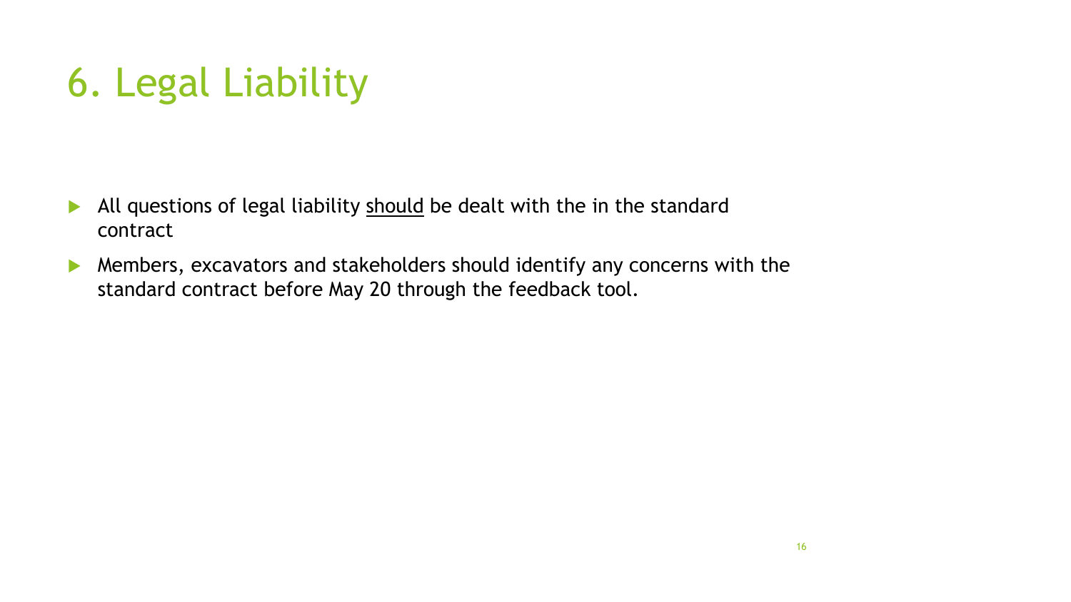# 6. Legal Liability

- All questions of legal liability <u>should</u> be dealt with the in the standard contract
- Members, excavators and stakeholders should identify any concerns with the standard contract before May 20 through the feedback tool.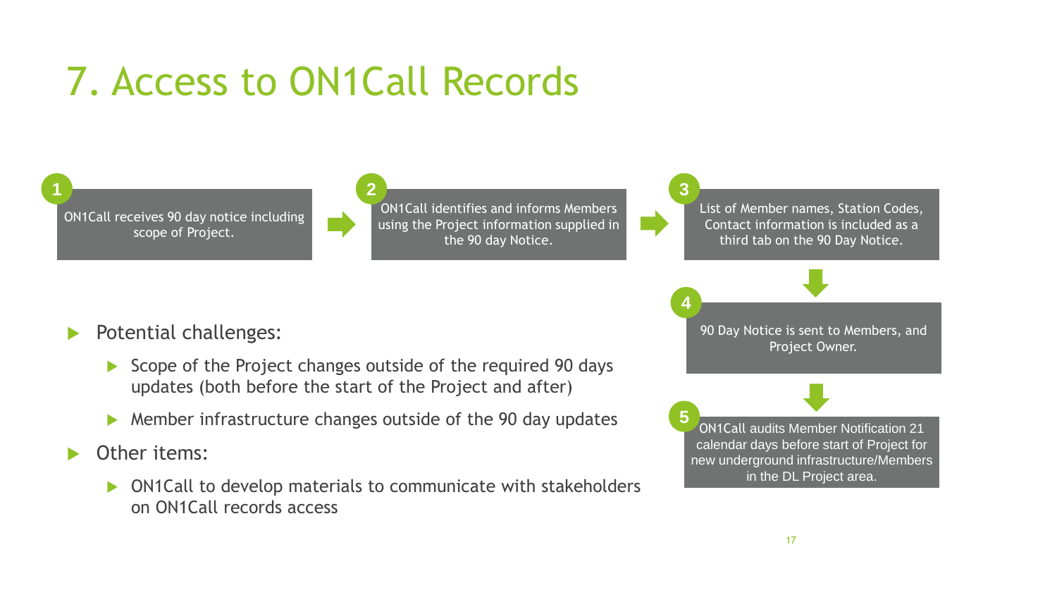# 7. Access to ON1Call Records

1. ON1Call receives 90 day notice including scope of Project.
2. ON1Call identifies and informs Members using the Project information supplied in the 90 day Notice.
3. List of Member names, Station Codes, Contact information is included as a third tab on the 90 Day Notice.
4. 90 Day Notice is sent to Members, and Project Owner.
5. ON1Call audits Member Notification 21 calendar days before start of Project for new underground infrastructure/Members in the DL Project area.

- Potential challenges:
  - Scope of the Project changes outside of the required 90 days updates (both before the start of the Project and after)
  - Member infrastructure changes outside of the 90 day updates
- Other items:
  - ON1Call to develop materials to communicate with stakeholders on ON1Call records access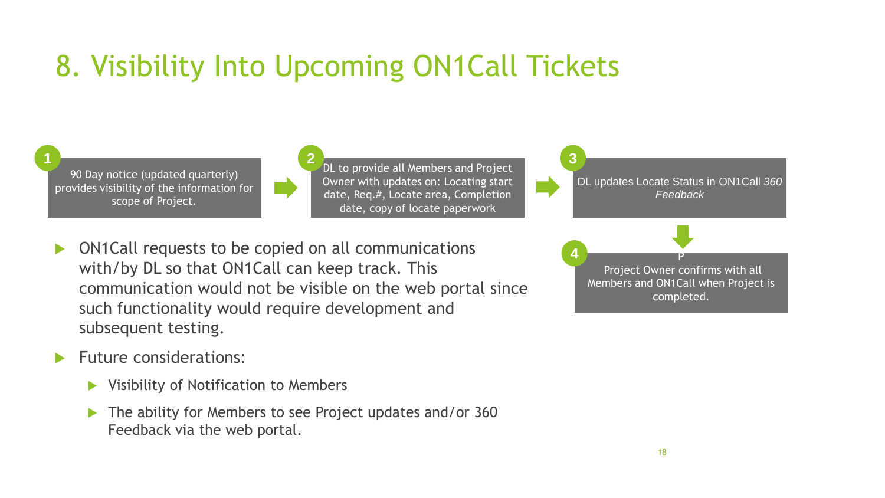# 8. Visibility Into Upcoming ON1Call Tickets

1. 90 Day notice (updated quarterly) provides visibility of the information for scope of Project.
2. DL to provide all Members and Project Owner with updates on: Locating start date, Req.#, Locate area, Completion date, copy of locate paperwork
3. DL updates Locate Status in ON1Call *360 Feedback*
4. Project Owner confirms with all Members and ON1Call when Project is completed.

- ON1Call requests to be copied on all communications with/by DL so that ON1Call can keep track. This communication would not be visible on the web portal since such functionality would require development and subsequent testing.
- Future considerations:
  - Visibility of Notification to Members
  - The ability for Members to see Project updates and/or 360 Feedback via the web portal.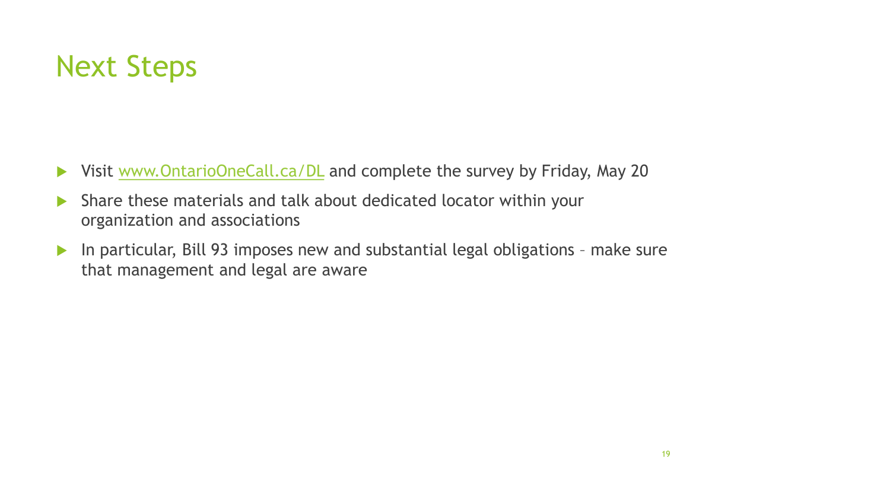# Next Steps

- Visit www.OntarioOneCall.ca/DL and complete the survey by Friday, May 20
- Share these materials and talk about dedicated locator within your organization and associations
- In particular, Bill 93 imposes new and substantial legal obligations – make sure that management and legal are aware